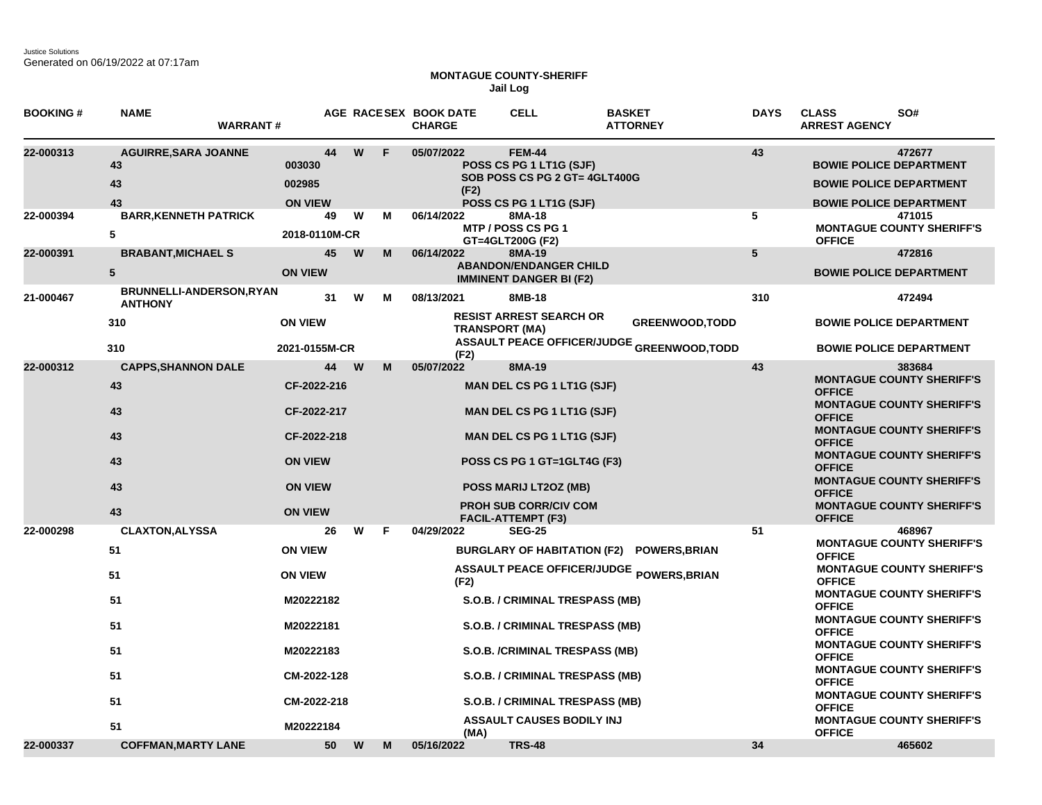Justice Solutions
Generated on 06/19/2022 at 07:17am

**MONTAGUE COUNTY-SHERIFF**
**Jail Log**

| BOOKING # | NAME / WARRANT # | AGE | RACE | SEX | BOOK DATE / CHARGE | CELL | BASKET / ATTORNEY | DAYS | CLASS / ARREST AGENCY | SO# |
|---|---|---|---|---|---|---|---|---|---|---|
| 22-000313 | AGUIRRE,SARA JOANNE | 44 | W | F | 05/07/2022 | FEM-44 | | 43 | | 472677 |
| | 43 / 003030 | | | | POSS CS PG 1 LT1G (SJF) | | | | BOWIE POLICE DEPARTMENT | |
| | 43 / 002985 | | | | SOB POSS CS PG 2 GT= 4GLT400G (F2) | | | | BOWIE POLICE DEPARTMENT | |
| | 43 / ON VIEW | | | | POSS CS PG 1 LT1G (SJF) | | | | BOWIE POLICE DEPARTMENT | |
| 22-000394 | BARR,KENNETH PATRICK | 49 | W | M | 06/14/2022 | 8MA-18 | | 5 | | 471015 |
| | 5 / 2018-0110M-CR | | | | MTP / POSS CS PG 1 GT=4GLT200G (F2) | | | | MONTAGUE COUNTY SHERIFF'S OFFICE | |
| 22-000391 | BRABANT,MICHAEL S | 45 | W | M | 06/14/2022 | 8MA-19 | | 5 | | 472816 |
| | 5 / ON VIEW | | | | ABANDON/ENDANGER CHILD IMMINENT DANGER BI (F2) | | | | BOWIE POLICE DEPARTMENT | |
| 21-000467 | BRUNNELLI-ANDERSON,RYAN ANTHONY | 31 | W | M | 08/13/2021 | 8MB-18 | | 310 | | 472494 |
| | 310 / ON VIEW | | | | RESIST ARREST SEARCH OR TRANSPORT (MA) | | GREENWOOD,TODD | | BOWIE POLICE DEPARTMENT | |
| | 310 / 2021-0155M-CR | | | | ASSAULT PEACE OFFICER/JUDGE (F2) | | GREENWOOD,TODD | | BOWIE POLICE DEPARTMENT | |
| 22-000312 | CAPPS,SHANNON DALE | 44 | W | M | 05/07/2022 | 8MA-19 | | 43 | | 383684 |
| | 43 / CF-2022-216 | | | | MAN DEL CS PG 1 LT1G (SJF) | | | | MONTAGUE COUNTY SHERIFF'S OFFICE | |
| | 43 / CF-2022-217 | | | | MAN DEL CS PG 1 LT1G (SJF) | | | | MONTAGUE COUNTY SHERIFF'S OFFICE | |
| | 43 / CF-2022-218 | | | | MAN DEL CS PG 1 LT1G (SJF) | | | | MONTAGUE COUNTY SHERIFF'S OFFICE | |
| | 43 / ON VIEW | | | | POSS CS PG 1 GT=1GLT4G (F3) | | | | MONTAGUE COUNTY SHERIFF'S OFFICE | |
| | 43 / ON VIEW | | | | POSS MARIJ LT2OZ (MB) | | | | MONTAGUE COUNTY SHERIFF'S OFFICE | |
| | 43 / ON VIEW | | | | PROH SUB CORR/CIV COM FACIL-ATTEMPT (F3) | | | | MONTAGUE COUNTY SHERIFF'S OFFICE | |
| 22-000298 | CLAXTON,ALYSSA | 26 | W | F | 04/29/2022 | SEG-25 | | 51 | | 468967 |
| | 51 / ON VIEW | | | | BURGLARY OF HABITATION (F2) | | POWERS,BRIAN | | MONTAGUE COUNTY SHERIFF'S OFFICE | |
| | 51 / ON VIEW | | | | ASSAULT PEACE OFFICER/JUDGE (F2) | | POWERS,BRIAN | | MONTAGUE COUNTY SHERIFF'S OFFICE | |
| | 51 / M20222182 | | | | S.O.B. / CRIMINAL TRESPASS (MB) | | | | MONTAGUE COUNTY SHERIFF'S OFFICE | |
| | 51 / M20222181 | | | | S.O.B. / CRIMINAL TRESPASS (MB) | | | | MONTAGUE COUNTY SHERIFF'S OFFICE | |
| | 51 / M20222183 | | | | S.O.B. /CRIMINAL TRESPASS (MB) | | | | MONTAGUE COUNTY SHERIFF'S OFFICE | |
| | 51 / CM-2022-128 | | | | S.O.B. / CRIMINAL TRESPASS (MB) | | | | MONTAGUE COUNTY SHERIFF'S OFFICE | |
| | 51 / CM-2022-218 | | | | S.O.B. / CRIMINAL TRESPASS (MB) | | | | MONTAGUE COUNTY SHERIFF'S OFFICE | |
| | 51 / M20222184 | | | | ASSAULT CAUSES BODILY INJ (MA) | | | | MONTAGUE COUNTY SHERIFF'S OFFICE | |
| 22-000337 | COFFMAN,MARTY LANE | 50 | W | M | 05/16/2022 | TRS-48 | | 34 | | 465602 |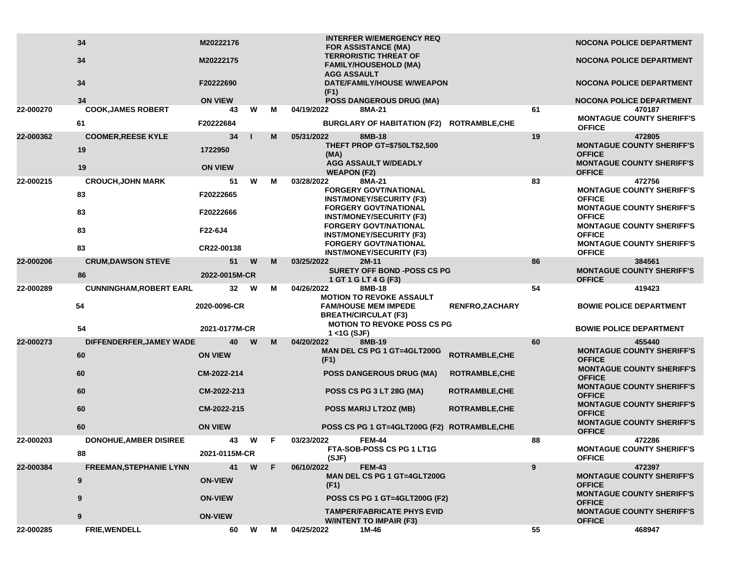| | | | | | | | | | |
|---|---|---|---|---|---|---|---|---|---|
| | 34 | M20222176 | | | | INTERFER W/EMERGENCY REQ FOR ASSISTANCE (MA) | | | NOCONA POLICE DEPARTMENT |
| | 34 | M20222175 | | | | TERRORISTIC THREAT OF FAMILY/HOUSEHOLD (MA) | | | NOCONA POLICE DEPARTMENT |
| | 34 | F20222690 | | | | AGG ASSAULT DATE/FAMILY/HOUSE W/WEAPON (F1) | | | NOCONA POLICE DEPARTMENT |
| | 34 | ON VIEW | | | | POSS DANGEROUS DRUG (MA) | | | NOCONA POLICE DEPARTMENT |
| 22-000270 | COOK,JAMES ROBERT | 43 | W | M | 04/19/2022 | 8MA-21 | | 61 | 470187 |
| | 61 | F20222684 | | | | BURGLARY OF HABITATION (F2) | ROTRAMBLE,CHE | | MONTAGUE COUNTY SHERIFF'S OFFICE |
| 22-000362 | COOMER,REESE KYLE | 34 | I | M | 05/31/2022 | 8MB-18 | | 19 | 472805 |
| | 19 | 1722950 | | | | THEFT PROP GT=$750LT$2,500 (MA) | | | MONTAGUE COUNTY SHERIFF'S OFFICE |
| | 19 | ON VIEW | | | | AGG ASSAULT W/DEADLY WEAPON (F2) | | | MONTAGUE COUNTY SHERIFF'S OFFICE |
| 22-000215 | CROUCH,JOHN MARK | 51 | W | M | 03/28/2022 | 8MA-21 | | 83 | 472756 |
| | 83 | F20222665 | | | | FORGERY GOVT/NATIONAL INST/MONEY/SECURITY (F3) | | | MONTAGUE COUNTY SHERIFF'S OFFICE |
| | 83 | F20222666 | | | | FORGERY GOVT/NATIONAL INST/MONEY/SECURITY (F3) | | | MONTAGUE COUNTY SHERIFF'S OFFICE |
| | 83 | F22-6J4 | | | | FORGERY GOVT/NATIONAL INST/MONEY/SECURITY (F3) | | | MONTAGUE COUNTY SHERIFF'S OFFICE |
| | 83 | CR22-00138 | | | | FORGERY GOVT/NATIONAL INST/MONEY/SECURITY (F3) | | | MONTAGUE COUNTY SHERIFF'S OFFICE |
| 22-000206 | CRUM,DAWSON STEVE | 51 | W | M | 03/25/2022 | 2M-11 | | 86 | 384561 |
| | 86 | 2022-0015M-CR | | | | SURETY OFF BOND -POSS CS PG 1 GT 1 G LT 4 G (F3) | | | MONTAGUE COUNTY SHERIFF'S OFFICE |
| 22-000289 | CUNNINGHAM,ROBERT EARL | 32 | W | M | 04/26/2022 | 8MB-18 | | 54 | 419423 |
| | 54 | 2020-0096-CR | | | | MOTION TO REVOKE ASSAULT FAM/HOUSE MEM IMPEDE BREATH/CIRCULAT (F3) | RENFRO,ZACHARY | | BOWIE POLICE DEPARTMENT |
| | 54 | 2021-0177M-CR | | | | MOTION TO REVOKE POSS CS PG 1 <1G (SJF) | | | BOWIE POLICE DEPARTMENT |
| 22-000273 | DIFFENDERFER,JAMEY WADE | 40 | W | M | 04/20/2022 | 8MB-19 | | 60 | 455440 |
| | 60 | ON VIEW | | | | MAN DEL CS PG 1 GT=4GLT200G (F1) | ROTRAMBLE,CHE | | MONTAGUE COUNTY SHERIFF'S OFFICE |
| | 60 | CM-2022-214 | | | | POSS DANGEROUS DRUG (MA) | ROTRAMBLE,CHE | | MONTAGUE COUNTY SHERIFF'S OFFICE |
| | 60 | CM-2022-213 | | | | POSS CS PG 3 LT 28G (MA) | ROTRAMBLE,CHE | | MONTAGUE COUNTY SHERIFF'S OFFICE |
| | 60 | CM-2022-215 | | | | POSS MARIJ LT2OZ (MB) | ROTRAMBLE,CHE | | MONTAGUE COUNTY SHERIFF'S OFFICE |
| | 60 | ON VIEW | | | | POSS CS PG 1 GT=4GLT200G (F2) | ROTRAMBLE,CHE | | MONTAGUE COUNTY SHERIFF'S OFFICE |
| 22-000203 | DONOHUE,AMBER DISIREE | 43 | W | F | 03/23/2022 | FEM-44 | | 88 | 472286 |
| | 88 | 2021-0115M-CR | | | | FTA-SOB-POSS CS PG 1 LT1G (SJF) | | | MONTAGUE COUNTY SHERIFF'S OFFICE |
| 22-000384 | FREEMAN,STEPHANIE LYNN | 41 | W | F | 06/10/2022 | FEM-43 | | 9 | 472397 |
| | 9 | ON-VIEW | | | | MAN DEL CS PG 1 GT=4GLT200G (F1) | | | MONTAGUE COUNTY SHERIFF'S OFFICE |
| | 9 | ON-VIEW | | | | POSS CS PG 1 GT=4GLT200G (F2) | | | MONTAGUE COUNTY SHERIFF'S OFFICE |
| | 9 | ON-VIEW | | | | TAMPER/FABRICATE PHYS EVID W/INTENT TO IMPAIR (F3) | | | MONTAGUE COUNTY SHERIFF'S OFFICE |
| 22-000285 | FRIE,WENDELL | 60 | W | M | 04/25/2022 | 1M-46 | | 55 | 468947 |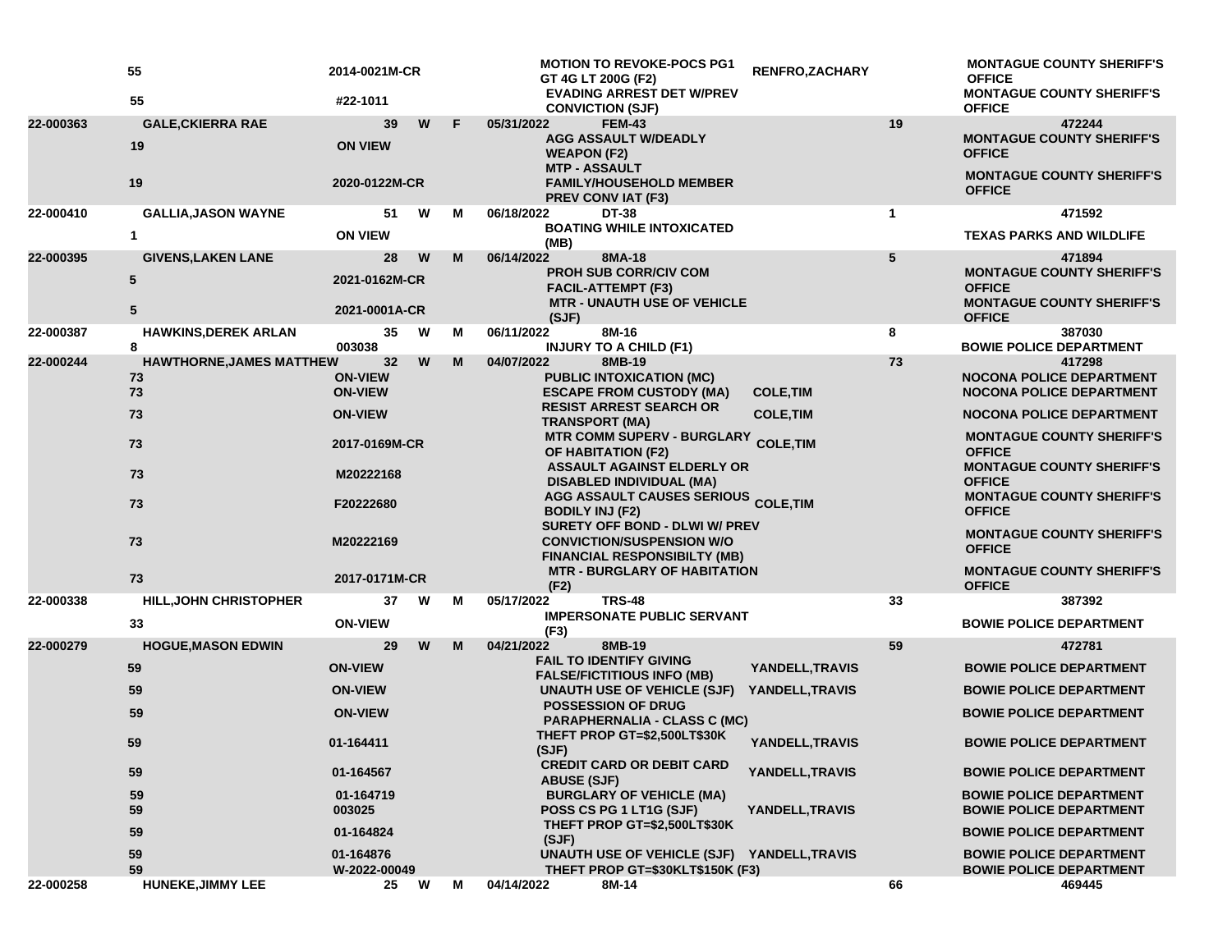| | | | | | | | | | | |
|---|---|---|---|---|---|---|---|---|---|---|
| | 55 | 2014-0021M-CR | | | | MOTION TO REVOKE-POCS PG1 GT 4G LT 200G (F2) | RENFRO,ZACHARY | | MONTAGUE COUNTY SHERIFF'S OFFICE |
| | 55 | #22-1011 | | | | EVADING ARREST DET W/PREV CONVICTION (SJF) | | | MONTAGUE COUNTY SHERIFF'S OFFICE |
| 22-000363 | GALE,CKIERRA RAE | 39 | W | F | 05/31/2022 | FEM-43 | | 19 | 472244 |
| | 19 | ON VIEW | | | | AGG ASSAULT W/DEADLY WEAPON (F2) | | | MONTAGUE COUNTY SHERIFF'S OFFICE |
| | 19 | 2020-0122M-CR | | | | MTP - ASSAULT FAMILY/HOUSEHOLD MEMBER PREV CONV IAT (F3) | | | MONTAGUE COUNTY SHERIFF'S OFFICE |
| 22-000410 | GALLIA,JASON WAYNE | 51 | W | M | 06/18/2022 | DT-38 | | 1 | 471592 |
| | 1 | ON VIEW | | | | BOATING WHILE INTOXICATED (MB) | | | TEXAS PARKS AND WILDLIFE |
| 22-000395 | GIVENS,LAKEN LANE | 28 | W | M | 06/14/2022 | 8MA-18 | | 5 | 471894 |
| | 5 | 2021-0162M-CR | | | | PROH SUB CORR/CIV COM FACIL-ATTEMPT (F3) | | | MONTAGUE COUNTY SHERIFF'S OFFICE |
| | 5 | 2021-0001A-CR | | | | MTR - UNAUTH USE OF VEHICLE (SJF) | | | MONTAGUE COUNTY SHERIFF'S OFFICE |
| 22-000387 | HAWKINS,DEREK ARLAN | 35 | W | M | 06/11/2022 | 8M-16 | | 8 | 387030 |
| | 8 | 003038 | | | | INJURY TO A CHILD (F1) | | | BOWIE POLICE DEPARTMENT |
| 22-000244 | HAWTHORNE,JAMES MATTHEW | 32 | W | M | 04/07/2022 | 8MB-19 | | 73 | 417298 |
| | 73 | ON-VIEW | | | | PUBLIC INTOXICATION (MC) | | | NOCONA POLICE DEPARTMENT |
| | 73 | ON-VIEW | | | | ESCAPE FROM CUSTODY (MA) | COLE,TIM | | NOCONA POLICE DEPARTMENT |
| | 73 | ON-VIEW | | | | RESIST ARREST SEARCH OR TRANSPORT (MA) | COLE,TIM | | NOCONA POLICE DEPARTMENT |
| | 73 | 2017-0169M-CR | | | | MTR COMM SUPERV - BURGLARY OF HABITATION (F2) | COLE,TIM | | MONTAGUE COUNTY SHERIFF'S OFFICE |
| | 73 | M20222168 | | | | ASSAULT AGAINST ELDERLY OR DISABLED INDIVIDUAL (MA) | | | MONTAGUE COUNTY SHERIFF'S OFFICE |
| | 73 | F20222680 | | | | AGG ASSAULT CAUSES SERIOUS BODILY INJ (F2) | COLE,TIM | | MONTAGUE COUNTY SHERIFF'S OFFICE |
| | 73 | M20222169 | | | | SURETY OFF BOND - DLWI W/ PREV CONVICTION/SUSPENSION W/O FINANCIAL RESPONSIBILTY (MB) | | | MONTAGUE COUNTY SHERIFF'S OFFICE |
| | 73 | 2017-0171M-CR | | | | MTR - BURGLARY OF HABITATION (F2) | | | MONTAGUE COUNTY SHERIFF'S OFFICE |
| 22-000338 | HILL,JOHN CHRISTOPHER | 37 | W | M | 05/17/2022 | TRS-48 | | 33 | 387392 |
| | 33 | ON-VIEW | | | | IMPERSONATE PUBLIC SERVANT (F3) | | | BOWIE POLICE DEPARTMENT |
| 22-000279 | HOGUE,MASON EDWIN | 29 | W | M | 04/21/2022 | 8MB-19 | | 59 | 472781 |
| | 59 | ON-VIEW | | | | FAIL TO IDENTIFY GIVING FALSE/FICTITIOUS INFO (MB) | YANDELL,TRAVIS | | BOWIE POLICE DEPARTMENT |
| | 59 | ON-VIEW | | | | UNAUTH USE OF VEHICLE (SJF) | YANDELL,TRAVIS | | BOWIE POLICE DEPARTMENT |
| | 59 | ON-VIEW | | | | POSSESSION OF DRUG PARAPHERNALIA - CLASS C (MC) | | | BOWIE POLICE DEPARTMENT |
| | 59 | 01-164411 | | | | THEFT PROP GT=$2,500LT$30K (SJF) | YANDELL,TRAVIS | | BOWIE POLICE DEPARTMENT |
| | 59 | 01-164567 | | | | CREDIT CARD OR DEBIT CARD ABUSE (SJF) | YANDELL,TRAVIS | | BOWIE POLICE DEPARTMENT |
| | 59 | 01-164719 | | | | BURGLARY OF VEHICLE (MA) | | | BOWIE POLICE DEPARTMENT |
| | 59 | 003025 | | | | POSS CS PG 1 LT1G (SJF) | YANDELL,TRAVIS | | BOWIE POLICE DEPARTMENT |
| | 59 | 01-164824 | | | | THEFT PROP GT=$2,500LT$30K (SJF) | | | BOWIE POLICE DEPARTMENT |
| | 59 | 01-164876 | | | | UNAUTH USE OF VEHICLE (SJF) | YANDELL,TRAVIS | | BOWIE POLICE DEPARTMENT |
| | 59 | W-2022-00049 | | | | THEFT PROP GT=$30KLT$150K (F3) | | | BOWIE POLICE DEPARTMENT |
| 22-000258 | HUNEKE,JIMMY LEE | 25 | W | M | 04/14/2022 | 8M-14 | | 66 | 469445 |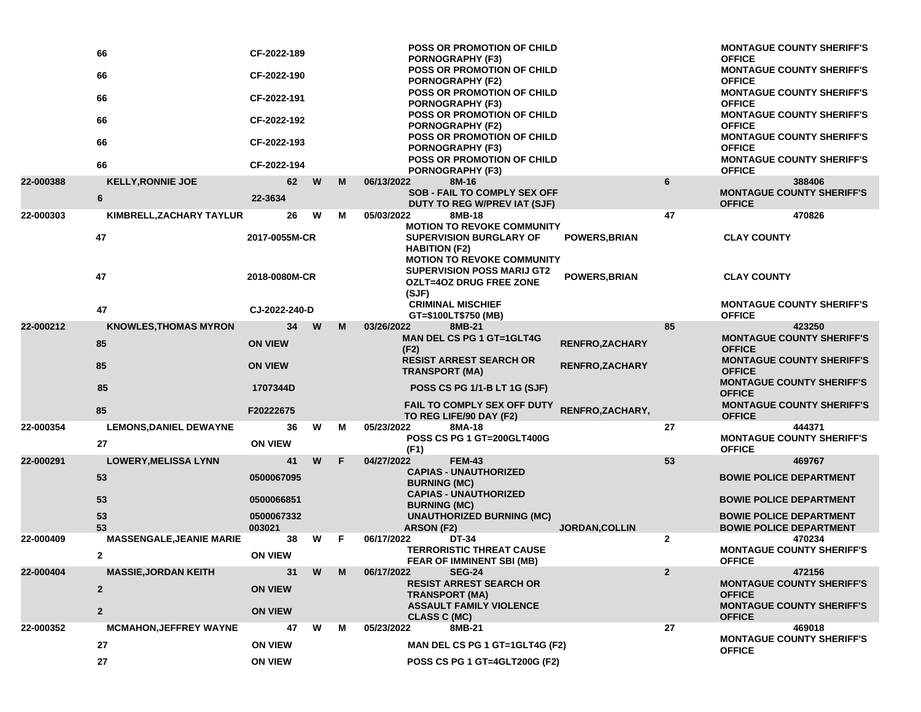| | | | | | | | | | |
|---|---|---|---|---|---|---|---|---|---|
| | 66 | CF-2022-189 | | | | POSS OR PROMOTION OF CHILD PORNOGRAPHY (F3) | | | MONTAGUE COUNTY SHERIFF'S OFFICE |
| | 66 | CF-2022-190 | | | | POSS OR PROMOTION OF CHILD PORNOGRAPHY (F2) | | | MONTAGUE COUNTY SHERIFF'S OFFICE |
| | 66 | CF-2022-191 | | | | POSS OR PROMOTION OF CHILD PORNOGRAPHY (F3) | | | MONTAGUE COUNTY SHERIFF'S OFFICE |
| | 66 | CF-2022-192 | | | | POSS OR PROMOTION OF CHILD PORNOGRAPHY (F2) | | | MONTAGUE COUNTY SHERIFF'S OFFICE |
| | 66 | CF-2022-193 | | | | POSS OR PROMOTION OF CHILD PORNOGRAPHY (F3) | | | MONTAGUE COUNTY SHERIFF'S OFFICE |
| | 66 | CF-2022-194 | | | | POSS OR PROMOTION OF CHILD PORNOGRAPHY (F3) | | | MONTAGUE COUNTY SHERIFF'S OFFICE |
| 22-000388 | KELLY,RONNIE JOE | 62 | W | M | 06/13/2022 | 8M-16 | | 6 | 388406 |
| | 6 | 22-3634 | | | | SOB - FAIL TO COMPLY SEX OFF DUTY TO REG W/PREV IAT (SJF) | | | MONTAGUE COUNTY SHERIFF'S OFFICE |
| 22-000303 | KIMBRELL,ZACHARY TAYLUR | 26 | W | M | 05/03/2022 | 8MB-18 | | 47 | 470826 |
| | 47 | 2017-0055M-CR | | | | MOTION TO REVOKE COMMUNITY SUPERVISION BURGLARY OF HABITION (F2) | POWERS,BRIAN | | CLAY COUNTY |
| | 47 | 2018-0080M-CR | | | | MOTION TO REVOKE COMMUNITY SUPERVISION POSS MARIJ GT2 OZLT=4OZ DRUG FREE ZONE (SJF) | POWERS,BRIAN | | CLAY COUNTY |
| | 47 | CJ-2022-240-D | | | | CRIMINAL MISCHIEF GT=$100LT$750 (MB) | | | MONTAGUE COUNTY SHERIFF'S OFFICE |
| 22-000212 | KNOWLES,THOMAS MYRON | 34 | W | M | 03/26/2022 | 8MB-21 | | 85 | 423250 |
| | 85 | ON VIEW | | | | MAN DEL CS PG 1 GT=1GLT4G (F2) | RENFRO,ZACHARY | | MONTAGUE COUNTY SHERIFF'S OFFICE |
| | 85 | ON VIEW | | | | RESIST ARREST SEARCH OR TRANSPORT (MA) | RENFRO,ZACHARY | | MONTAGUE COUNTY SHERIFF'S OFFICE |
| | 85 | 1707344D | | | | POSS CS PG 1/1-B LT 1G (SJF) | | | MONTAGUE COUNTY SHERIFF'S OFFICE |
| | 85 | F20222675 | | | | FAIL TO COMPLY SEX OFF DUTY TO REG LIFE/90 DAY (F2) | RENFRO,ZACHARY, | | MONTAGUE COUNTY SHERIFF'S OFFICE |
| 22-000354 | LEMONS,DANIEL DEWAYNE | 36 | W | M | 05/23/2022 | 8MA-18 | | 27 | 444371 |
| | 27 | ON VIEW | | | | POSS CS PG 1 GT=200GLT400G (F1) | | | MONTAGUE COUNTY SHERIFF'S OFFICE |
| 22-000291 | LOWERY,MELISSA LYNN | 41 | W | F | 04/27/2022 | FEM-43 | | 53 | 469767 |
| | 53 | 0500067095 | | | | CAPIAS - UNAUTHORIZED BURNING (MC) | | | BOWIE POLICE DEPARTMENT |
| | 53 | 0500066851 | | | | CAPIAS - UNAUTHORIZED BURNING (MC) | | | BOWIE POLICE DEPARTMENT |
| | 53 | 0500067332 | | | | UNAUTHORIZED BURNING (MC) | | | BOWIE POLICE DEPARTMENT |
| | 53 | 003021 | | | | ARSON (F2) | JORDAN,COLLIN | | BOWIE POLICE DEPARTMENT |
| 22-000409 | MASSENGALE,JEANIE MARIE | 38 | W | F | 06/17/2022 | DT-34 | | 2 | 470234 |
| | 2 | ON VIEW | | | | TERRORISTIC THREAT CAUSE FEAR OF IMMINENT SBI (MB) | | | MONTAGUE COUNTY SHERIFF'S OFFICE |
| 22-000404 | MASSIE,JORDAN KEITH | 31 | W | M | 06/17/2022 | SEG-24 | | 2 | 472156 |
| | 2 | ON VIEW | | | | RESIST ARREST SEARCH OR TRANSPORT (MA) | | | MONTAGUE COUNTY SHERIFF'S OFFICE |
| | 2 | ON VIEW | | | | ASSAULT FAMILY VIOLENCE CLASS C (MC) | | | MONTAGUE COUNTY SHERIFF'S OFFICE |
| 22-000352 | MCMAHON,JEFFREY WAYNE | 47 | W | M | 05/23/2022 | 8MB-21 | | 27 | 469018 |
| | 27 | ON VIEW | | | | MAN DEL CS PG 1 GT=1GLT4G (F2) | | | MONTAGUE COUNTY SHERIFF'S OFFICE |
| | 27 | ON VIEW | | | | POSS CS PG 1 GT=4GLT200G (F2) | | | |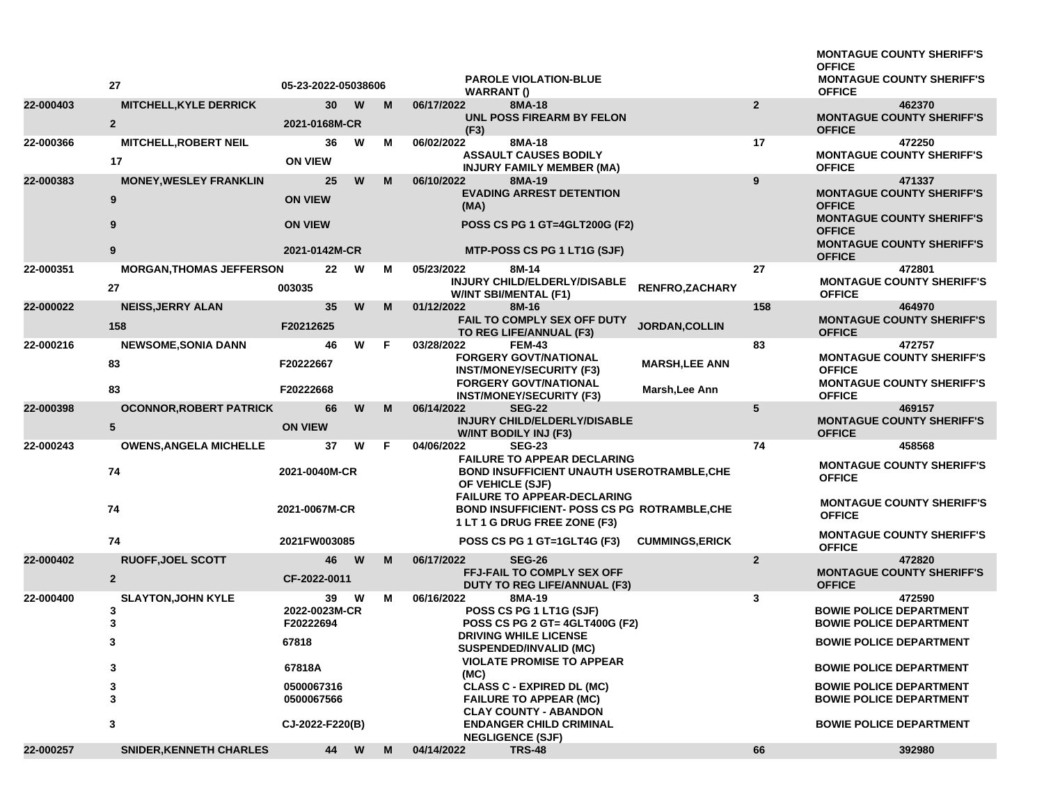| | | | | | | | | | | |
|---|---|---|---|---|---|---|---|---|---|---|
| | 27 | 05-23-2022-05038606 | | | | PAROLE VIOLATION-BLUE WARRANT () | | | | MONTAGUE COUNTY SHERIFF'S OFFICE MONTAGUE COUNTY SHERIFF'S OFFICE |
| 22-000403 | MITCHELL,KYLE DERRICK | | 30 | W | M | 06/17/2022 8MA-18 | | 2 | 462370 | |
| | 2 | 2021-0168M-CR | | | | UNL POSS FIREARM BY FELON (F3) | | | | MONTAGUE COUNTY SHERIFF'S OFFICE |
| 22-000366 | MITCHELL,ROBERT NEIL | | 36 | W | M | 06/02/2022 8MA-18 | | 17 | 472250 | |
| | 17 | ON VIEW | | | | ASSAULT CAUSES BODILY INJURY FAMILY MEMBER (MA) | | | | MONTAGUE COUNTY SHERIFF'S OFFICE |
| 22-000383 | MONEY,WESLEY FRANKLIN | | 25 | W | M | 06/10/2022 8MA-19 | | 9 | 471337 | |
| | 9 | ON VIEW | | | | EVADING ARREST DETENTION (MA) | | | | MONTAGUE COUNTY SHERIFF'S OFFICE |
| | 9 | ON VIEW | | | | POSS CS PG 1 GT=4GLT200G (F2) | | | | MONTAGUE COUNTY SHERIFF'S OFFICE |
| | 9 | 2021-0142M-CR | | | | MTP-POSS CS PG 1 LT1G (SJF) | | | | MONTAGUE COUNTY SHERIFF'S OFFICE |
| 22-000351 | MORGAN,THOMAS JEFFERSON | | 22 | W | M | 05/23/2022 8M-14 | | 27 | 472801 | |
| | 27 | 003035 | | | | INJURY CHILD/ELDERLY/DISABLE W/INT SBI/MENTAL (F1) | RENFRO,ZACHARY | | | MONTAGUE COUNTY SHERIFF'S OFFICE |
| 22-000022 | NEISS,JERRY ALAN | | 35 | W | M | 01/12/2022 8M-16 | | 158 | 464970 | |
| | 158 | F20212625 | | | | FAIL TO COMPLY SEX OFF DUTY TO REG LIFE/ANNUAL (F3) | JORDAN,COLLIN | | | MONTAGUE COUNTY SHERIFF'S OFFICE |
| 22-000216 | NEWSOME,SONIA DANN | | 46 | W | F | 03/28/2022 FEM-43 | | 83 | 472757 | |
| | 83 | F20222667 | | | | FORGERY GOVT/NATIONAL INST/MONEY/SECURITY (F3) | MARSH,LEE ANN | | | MONTAGUE COUNTY SHERIFF'S OFFICE |
| | 83 | F20222668 | | | | FORGERY GOVT/NATIONAL INST/MONEY/SECURITY (F3) | Marsh,Lee Ann | | | MONTAGUE COUNTY SHERIFF'S OFFICE |
| 22-000398 | OCONNOR,ROBERT PATRICK | | 66 | W | M | 06/14/2022 SEG-22 | | 5 | 469157 | |
| | 5 | ON VIEW | | | | INJURY CHILD/ELDERLY/DISABLE W/INT BODILY INJ (F3) | | | | MONTAGUE COUNTY SHERIFF'S OFFICE |
| 22-000243 | OWENS,ANGELA MICHELLE | | 37 | W | F | 04/06/2022 SEG-23 | | 74 | 458568 | |
| | 74 | 2021-0040M-CR | | | | FAILURE TO APPEAR DECLARING BOND INSUFFICIENT UNAUTH USE OF VEHICLE (SJF) | ROTRAMBLE,CHE | | | MONTAGUE COUNTY SHERIFF'S OFFICE |
| | 74 | 2021-0067M-CR | | | | FAILURE TO APPEAR-DECLARING BOND INSUFFICIENT- POSS CS PG 1 LT 1 G DRUG FREE ZONE (F3) | ROTRAMBLE,CHE | | | MONTAGUE COUNTY SHERIFF'S OFFICE |
| | 74 | 2021FW003085 | | | | POSS CS PG 1 GT=1GLT4G (F3) | CUMMINGS,ERICK | | | MONTAGUE COUNTY SHERIFF'S OFFICE |
| 22-000402 | RUOFF,JOEL SCOTT | | 46 | W | M | 06/17/2022 SEG-26 | | 2 | 472820 | |
| | 2 | CF-2022-0011 | | | | FFJ-FAIL TO COMPLY SEX OFF DUTY TO REG LIFE/ANNUAL (F3) | | | | MONTAGUE COUNTY SHERIFF'S OFFICE |
| 22-000400 | SLAYTON,JOHN KYLE | | 39 | W | M | 06/16/2022 8MA-19 | | 3 | 472590 | |
| | 3 | 2022-0023M-CR | | | | POSS CS PG 1 LT1G (SJF) | | | | BOWIE POLICE DEPARTMENT |
| | 3 | F20222694 | | | | POSS CS PG 2 GT= 4GLT400G (F2) | | | | BOWIE POLICE DEPARTMENT |
| | 3 | 67818 | | | | DRIVING WHILE LICENSE SUSPENDED/INVALID (MC) | | | | BOWIE POLICE DEPARTMENT |
| | 3 | 67818A | | | | VIOLATE PROMISE TO APPEAR (MC) | | | | BOWIE POLICE DEPARTMENT |
| | 3 | 0500067316 | | | | CLASS C - EXPIRED DL (MC) | | | | BOWIE POLICE DEPARTMENT |
| | 3 | 0500067566 | | | | FAILURE TO APPEAR (MC) | | | | BOWIE POLICE DEPARTMENT |
| | 3 | CJ-2022-F220(B) | | | | CLAY COUNTY - ABANDON ENDANGER CHILD CRIMINAL NEGLIGENCE (SJF) | | | | BOWIE POLICE DEPARTMENT |
| 22-000257 | SNIDER,KENNETH CHARLES | | 44 | W | M | 04/14/2022 TRS-48 | | 66 | 392980 | |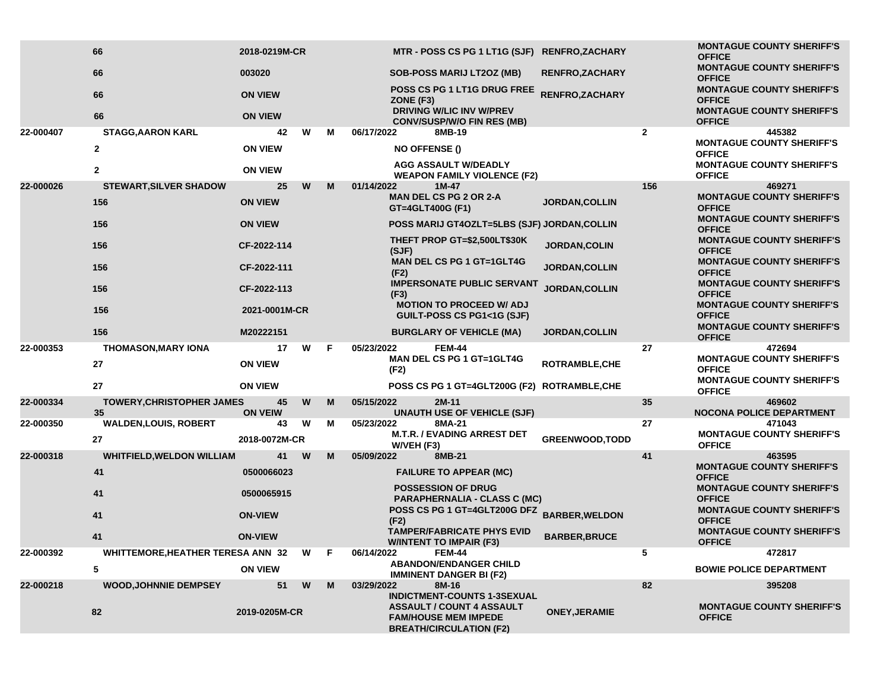| | | | | | | | | | |
|---|---|---|---|---|---|---|---|---|---|
| | 66 | 2018-0219M-CR | | | | MTR - POSS CS PG 1 LT1G (SJF) | RENFRO,ZACHARY | | MONTAGUE COUNTY SHERIFF'S OFFICE |
| | 66 | 003020 | | | | SOB-POSS MARIJ LT2OZ (MB) | RENFRO,ZACHARY | | MONTAGUE COUNTY SHERIFF'S OFFICE |
| | 66 | ON VIEW | | | | POSS CS PG 1 LT1G DRUG FREE ZONE (F3) | RENFRO,ZACHARY | | MONTAGUE COUNTY SHERIFF'S OFFICE |
| | 66 | ON VIEW | | | | DRIVING W/LIC INV W/PREV CONV/SUSP/W/O FIN RES (MB) | | | MONTAGUE COUNTY SHERIFF'S OFFICE |
| 22-000407 | STAGG,AARON KARL | 42 | W | M | 06/17/2022 | 8MB-19 | | 2 | 445382 |
| | 2 | ON VIEW | | | | NO OFFENSE () | | | MONTAGUE COUNTY SHERIFF'S OFFICE |
| | 2 | ON VIEW | | | | AGG ASSAULT W/DEADLY WEAPON FAMILY VIOLENCE (F2) | | | MONTAGUE COUNTY SHERIFF'S OFFICE |
| 22-000026 | STEWART,SILVER SHADOW | 25 | W | M | 01/14/2022 | 1M-47 | | 156 | 469271 |
| | 156 | ON VIEW | | | | MAN DEL CS PG 2 OR 2-A GT=4GLT400G (F1) | JORDAN,COLLIN | | MONTAGUE COUNTY SHERIFF'S OFFICE |
| | 156 | ON VIEW | | | | POSS MARIJ GT4OZLT=5LBS (SJF) | JORDAN,COLLIN | | MONTAGUE COUNTY SHERIFF'S OFFICE |
| | 156 | CF-2022-114 | | | | THEFT PROP GT=$2,500LT$30K (SJF) | JORDAN,COLIN | | MONTAGUE COUNTY SHERIFF'S OFFICE |
| | 156 | CF-2022-111 | | | | MAN DEL CS PG 1 GT=1GLT4G (F2) | JORDAN,COLLIN | | MONTAGUE COUNTY SHERIFF'S OFFICE |
| | 156 | CF-2022-113 | | | | IMPERSONATE PUBLIC SERVANT (F3) | JORDAN,COLLIN | | MONTAGUE COUNTY SHERIFF'S OFFICE |
| | 156 | 2021-0001M-CR | | | | MOTION TO PROCEED W/ ADJ GUILT-POSS CS PG1<1G (SJF) | | | MONTAGUE COUNTY SHERIFF'S OFFICE |
| | 156 | M20222151 | | | | BURGLARY OF VEHICLE (MA) | JORDAN,COLLIN | | MONTAGUE COUNTY SHERIFF'S OFFICE |
| 22-000353 | THOMASON,MARY IONA | 17 | W | F | 05/23/2022 | FEM-44 | | 27 | 472694 |
| | 27 | ON VIEW | | | | MAN DEL CS PG 1 GT=1GLT4G (F2) | ROTRAMBLE,CHE | | MONTAGUE COUNTY SHERIFF'S OFFICE |
| | 27 | ON VIEW | | | | POSS CS PG 1 GT=4GLT200G (F2) | ROTRAMBLE,CHE | | MONTAGUE COUNTY SHERIFF'S OFFICE |
| 22-000334 | TOWERY,CHRISTOPHER JAMES | 45 | W | M | 05/15/2022 | 2M-11 | | 35 | 469602 |
| | 35 | ON VEIW | | | | UNAUTH USE OF VEHICLE (SJF) | | | NOCONA POLICE DEPARTMENT |
| 22-000350 | WALDEN,LOUIS, ROBERT | 43 | W | M | 05/23/2022 | 8MA-21 | | 27 | 471043 |
| | 27 | 2018-0072M-CR | | | | M.T.R. / EVADING ARREST DET W/VEH (F3) | GREENWOOD,TODD | | MONTAGUE COUNTY SHERIFF'S OFFICE |
| 22-000318 | WHITFIELD,WELDON WILLIAM | 41 | W | M | 05/09/2022 | 8MB-21 | | 41 | 463595 |
| | 41 | 0500066023 | | | | FAILURE TO APPEAR (MC) | | | MONTAGUE COUNTY SHERIFF'S OFFICE |
| | 41 | 0500065915 | | | | POSSESSION OF DRUG PARAPHERNALIA - CLASS C (MC) | | | MONTAGUE COUNTY SHERIFF'S OFFICE |
| | 41 | ON-VIEW | | | | POSS CS PG 1 GT=4GLT200G DFZ (F2) | BARBER,WELDON | | MONTAGUE COUNTY SHERIFF'S OFFICE |
| | 41 | ON-VIEW | | | | TAMPER/FABRICATE PHYS EVID W/INTENT TO IMPAIR (F3) | BARBER,BRUCE | | MONTAGUE COUNTY SHERIFF'S OFFICE |
| 22-000392 | WHITTEMORE,HEATHER TERESA ANN | 32 | W | F | 06/14/2022 | FEM-44 | | 5 | 472817 |
| | 5 | ON VIEW | | | | ABANDON/ENDANGER CHILD IMMINENT DANGER BI (F2) | | | BOWIE POLICE DEPARTMENT |
| 22-000218 | WOOD,JOHNNIE DEMPSEY | 51 | W | M | 03/29/2022 | 8M-16 | | 82 | 395208 |
| | 82 | 2019-0205M-CR | | | | INDICTMENT-COUNTS 1-3SEXUAL ASSAULT / COUNT 4 ASSAULT FAM/HOUSE MEM IMPEDE BREATH/CIRCULATION (F2) | ONEY,JERAMIE | | MONTAGUE COUNTY SHERIFF'S OFFICE |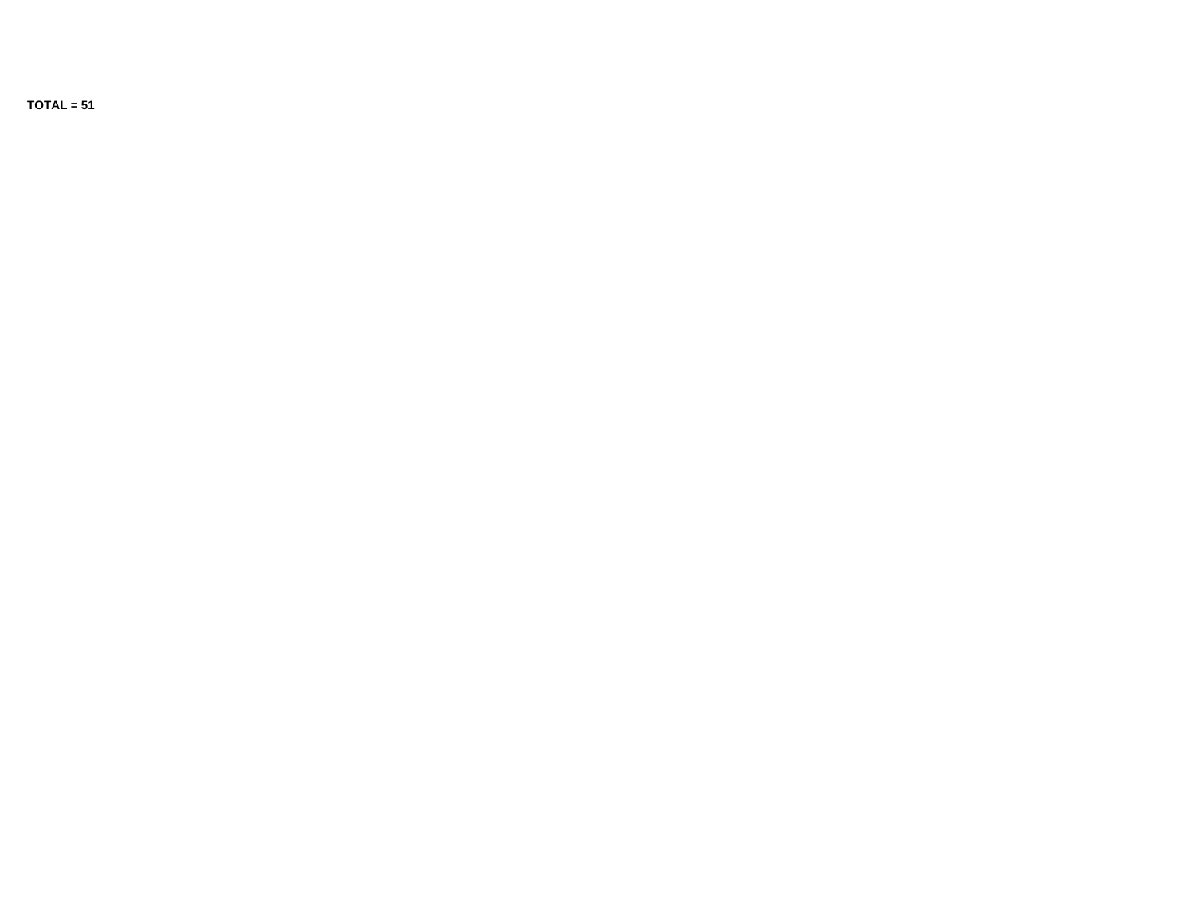**TOTAL = 51**